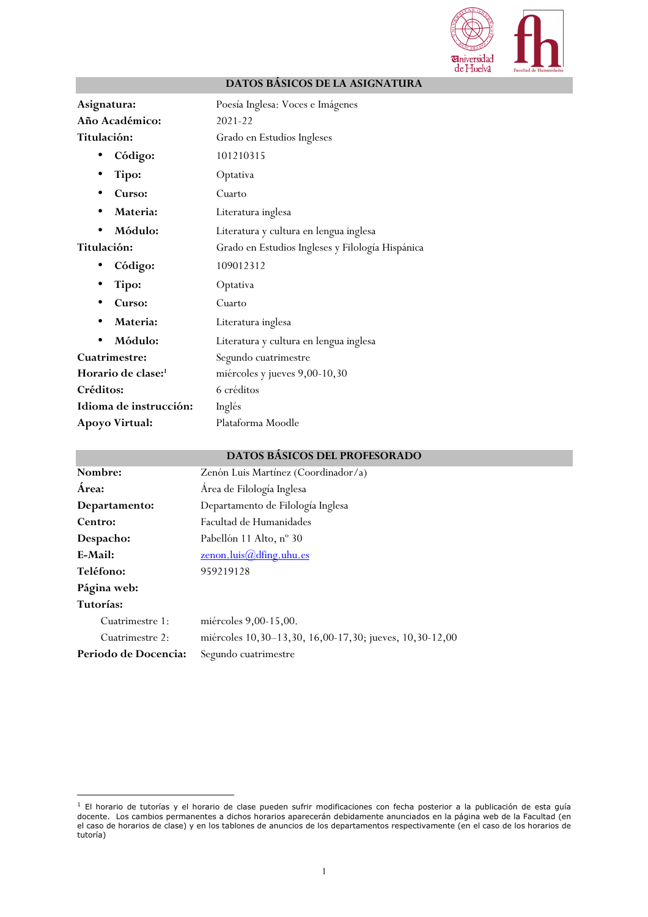## DATOS BÁSICOS DE LA ASIGNATURA

**Asignatura:** Poesía Inglesa: Voces e Imágenes

**Año Académico:** 2021-22

**Titulación:** Grado en Estudios Ingleses

- **Código:** 101210315
- **Tipo:** Optativa
- **Curso:** Cuarto
- **Materia:** Literatura inglesa
- **Módulo:** Literatura y cultura en lengua inglesa

**Titulación:** Grado en Estudios Ingleses y Filología Hispánica

- **Código:** 109012312
- **Tipo:** Optativa
- **Curso:** Cuarto
- **Materia:** Literatura inglesa
- **Módulo:** Literatura y cultura en lengua inglesa

**Cuatrimestre:** Segundo cuatrimestre

**Horario de clase:**[1] miércoles y jueves 9,00-10,30

**Créditos:** 6 créditos

**Idioma de instrucción:** Inglés

**Apoyo Virtual:** Plataforma Moodle

## DATOS BÁSICOS DEL PROFESORADO

**Nombre:** Zenón Luis Martínez (Coordinador/a)

**Área:** Área de Filología Inglesa

**Departamento:** Departamento de Filología Inglesa

**Centro:** Facultad de Humanidades

**Despacho:** Pabellón 11 Alto, nº 30

**E-Mail:** zenon.luis@dfing.uhu.es

**Teléfono:** 959219128

**Página web:**

**Tutorías:**

Cuatrimestre 1: miércoles 9,00-15,00.

Cuatrimestre 2: miércoles 10,30–13,30, 16,00-17,30; jueves, 10,30-12,00

**Periodo de Docencia:** Segundo cuatrimestre

---

[1] El horario de tutorías y el horario de clase pueden sufrir modificaciones con fecha posterior a la publicación de esta guía docente. Los cambios permanentes a dichos horarios aparecerán debidamente anunciados en la página web de la Facultad (en el caso de horarios de clase) y en los tablones de anuncios de los departamentos respectivamente (en el caso de los horarios de tutoría)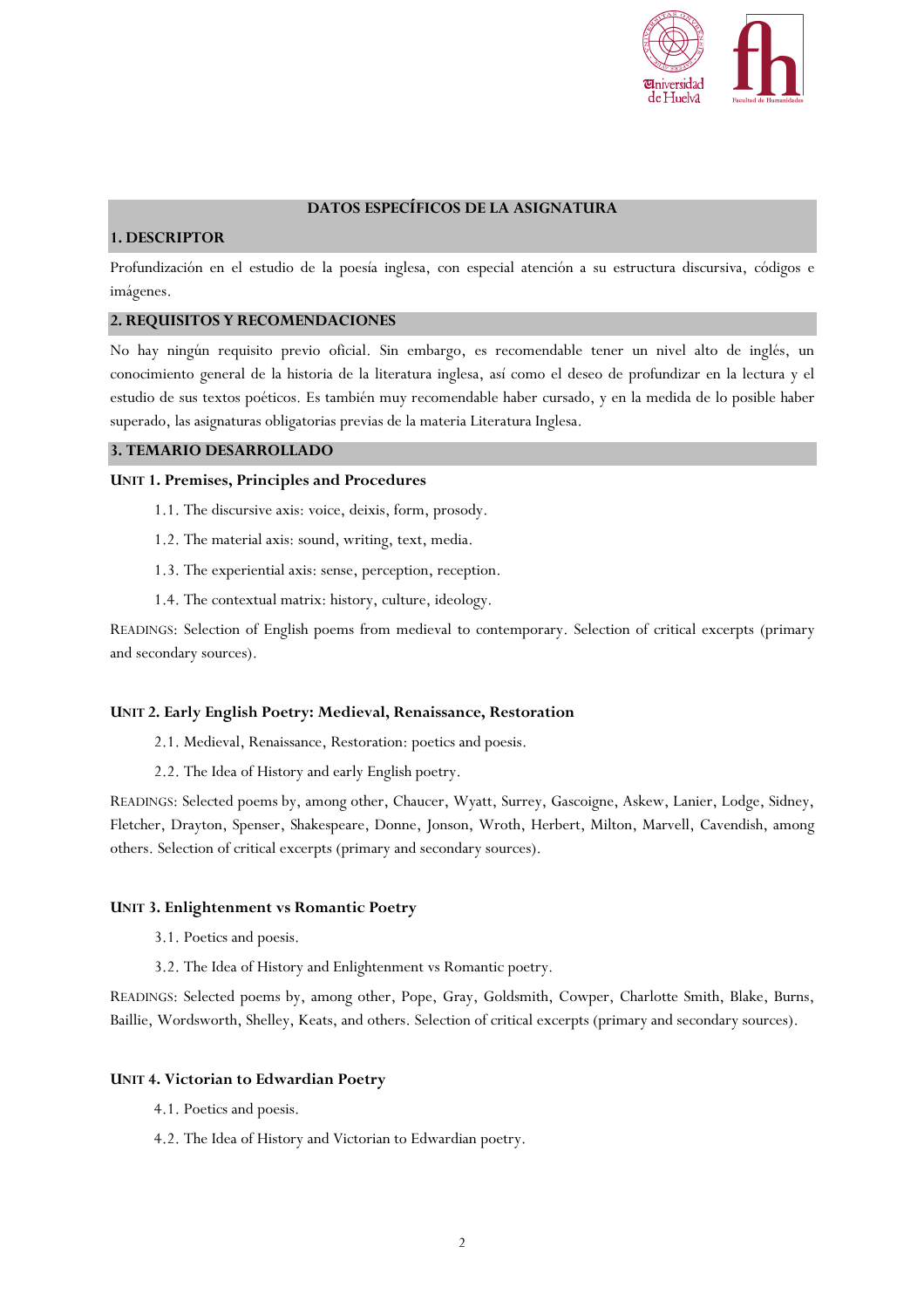## DATOS ESPECÍFICOS DE LA ASIGNATURA

### 1. DESCRIPTOR

Profundización en el estudio de la poesía inglesa, con especial atención a su estructura discursiva, códigos e imágenes.

### 2. REQUISITOS Y RECOMENDACIONES

No hay ningún requisito previo oficial. Sin embargo, es recomendable tener un nivel alto de inglés, un conocimiento general de la historia de la literatura inglesa, así como el deseo de profundizar en la lectura y el estudio de sus textos poéticos. Es también muy recomendable haber cursado, y en la medida de lo posible haber superado, las asignaturas obligatorias previas de la materia Literatura Inglesa.

### 3. TEMARIO DESARROLLADO

**UNIT 1. Premises, Principles and Procedures**

1.1. The discursive axis: voice, deixis, form, prosody.

1.2. The material axis: sound, writing, text, media.

1.3. The experiential axis: sense, perception, reception.

1.4. The contextual matrix: history, culture, ideology.

READINGS: Selection of English poems from medieval to contemporary. Selection of critical excerpts (primary and secondary sources).

**UNIT 2. Early English Poetry: Medieval, Renaissance, Restoration**

2.1. Medieval, Renaissance, Restoration: poetics and poesis.

2.2. The Idea of History and early English poetry.

READINGS: Selected poems by, among other, Chaucer, Wyatt, Surrey, Gascoigne, Askew, Lanier, Lodge, Sidney, Fletcher, Drayton, Spenser, Shakespeare, Donne, Jonson, Wroth, Herbert, Milton, Marvell, Cavendish, among others. Selection of critical excerpts (primary and secondary sources).

**UNIT 3. Enlightenment vs Romantic Poetry**

3.1. Poetics and poesis.

3.2. The Idea of History and Enlightenment vs Romantic poetry.

READINGS: Selected poems by, among other, Pope, Gray, Goldsmith, Cowper, Charlotte Smith, Blake, Burns, Baillie, Wordsworth, Shelley, Keats, and others. Selection of critical excerpts (primary and secondary sources).

**UNIT 4. Victorian to Edwardian Poetry**

4.1. Poetics and poesis.

4.2. The Idea of History and Victorian to Edwardian poetry.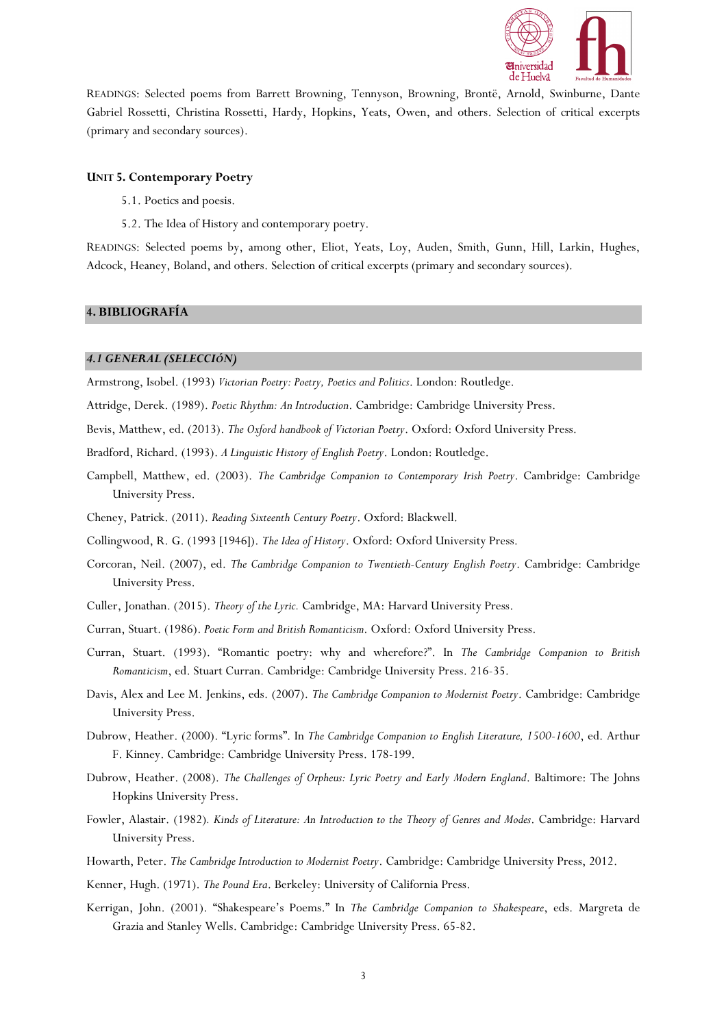READINGS: Selected poems from Barrett Browning, Tennyson, Browning, Brontë, Arnold, Swinburne, Dante Gabriel Rossetti, Christina Rossetti, Hardy, Hopkins, Yeats, Owen, and others. Selection of critical excerpts (primary and secondary sources).

**UNIT 5. Contemporary Poetry**

5.1. Poetics and poesis.

5.2. The Idea of History and contemporary poetry.

READINGS: Selected poems by, among other, Eliot, Yeats, Loy, Auden, Smith, Gunn, Hill, Larkin, Hughes, Adcock, Heaney, Boland, and others. Selection of critical excerpts (primary and secondary sources).

## 4. BIBLIOGRAFÍA

### *4.1 GENERAL (SELECCIÓN)*

Armstrong, Isobel. (1993) *Victorian Poetry: Poetry, Poetics and Politics*. London: Routledge.

Attridge, Derek. (1989). *Poetic Rhythm: An Introduction*. Cambridge: Cambridge University Press.

Bevis, Matthew, ed. (2013). *The Oxford handbook of Victorian Poetry*. Oxford: Oxford University Press.

Bradford, Richard. (1993). *A Linguistic History of English Poetry*. London: Routledge.

Campbell, Matthew, ed. (2003). *The Cambridge Companion to Contemporary Irish Poetry*. Cambridge: Cambridge University Press.

Cheney, Patrick. (2011). *Reading Sixteenth Century Poetry*. Oxford: Blackwell.

Collingwood, R. G. (1993 [1946]). *The Idea of History*. Oxford: Oxford University Press.

Corcoran, Neil. (2007), ed. *The Cambridge Companion to Twentieth-Century English Poetry*. Cambridge: Cambridge University Press.

Culler, Jonathan. (2015). *Theory of the Lyric.* Cambridge, MA: Harvard University Press.

Curran, Stuart. (1986). *Poetic Form and British Romanticism*. Oxford: Oxford University Press.

Curran, Stuart. (1993). "Romantic poetry: why and wherefore?". In *The Cambridge Companion to British Romanticism*, ed. Stuart Curran. Cambridge: Cambridge University Press. 216-35.

Davis, Alex and Lee M. Jenkins, eds. (2007). *The Cambridge Companion to Modernist Poetry*. Cambridge: Cambridge University Press.

Dubrow, Heather. (2000). "Lyric forms". In *The Cambridge Companion to English Literature, 1500-1600*, ed. Arthur F. Kinney. Cambridge: Cambridge University Press. 178-199.

Dubrow, Heather. (2008). *The Challenges of Orpheus: Lyric Poetry and Early Modern England*. Baltimore: The Johns Hopkins University Press.

Fowler, Alastair. (1982). *Kinds of Literature: An Introduction to the Theory of Genres and Modes*. Cambridge: Harvard University Press.

Howarth, Peter. *The Cambridge Introduction to Modernist Poetry*. Cambridge: Cambridge University Press, 2012.

Kenner, Hugh. (1971). *The Pound Era*. Berkeley: University of California Press.

Kerrigan, John. (2001). "Shakespeare's Poems." In *The Cambridge Companion to Shakespeare*, eds. Margreta de Grazia and Stanley Wells. Cambridge: Cambridge University Press. 65-82.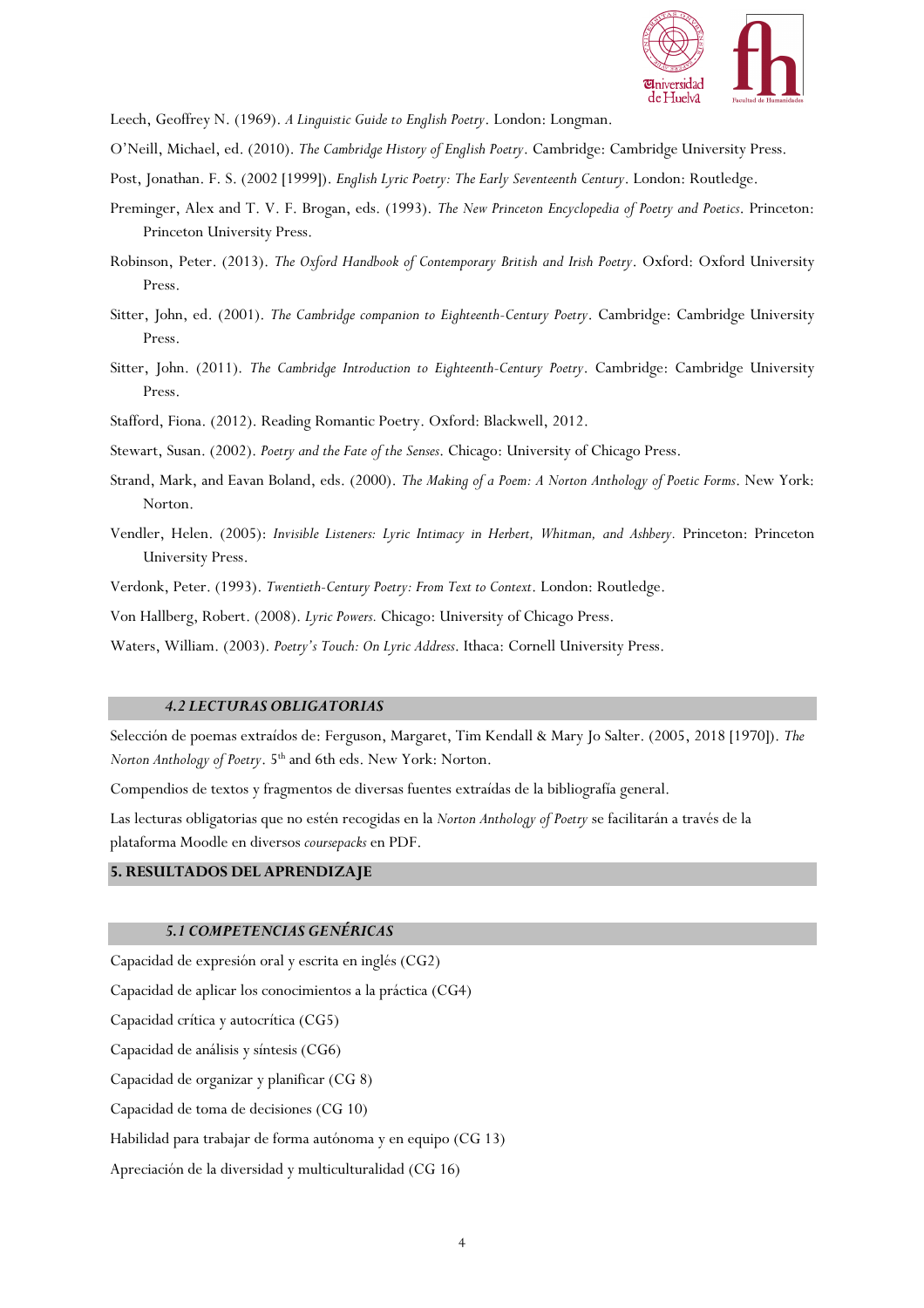Leech, Geoffrey N. (1969). *A Linguistic Guide to English Poetry*. London: Longman.

O'Neill, Michael, ed. (2010). *The Cambridge History of English Poetry*. Cambridge: Cambridge University Press.

Post, Jonathan. F. S. (2002 [1999]). *English Lyric Poetry: The Early Seventeenth Century*. London: Routledge.

Preminger, Alex and T. V. F. Brogan, eds. (1993). *The New Princeton Encyclopedia of Poetry and Poetics*. Princeton: Princeton University Press.

Robinson, Peter. (2013). *The Oxford Handbook of Contemporary British and Irish Poetry*. Oxford: Oxford University Press.

Sitter, John, ed. (2001). *The Cambridge companion to Eighteenth-Century Poetry*. Cambridge: Cambridge University Press.

Sitter, John. (2011). *The Cambridge Introduction to Eighteenth-Century Poetry*. Cambridge: Cambridge University Press.

Stafford, Fiona. (2012). Reading Romantic Poetry. Oxford: Blackwell, 2012.

Stewart, Susan. (2002). *Poetry and the Fate of the Senses*. Chicago: University of Chicago Press.

Strand, Mark, and Eavan Boland, eds. (2000). *The Making of a Poem: A Norton Anthology of Poetic Forms*. New York: Norton.

Vendler, Helen. (2005): *Invisible Listeners: Lyric Intimacy in Herbert, Whitman, and Ashbery.* Princeton: Princeton University Press.

Verdonk, Peter. (1993). *Twentieth-Century Poetry: From Text to Context*. London: Routledge.

Von Hallberg, Robert. (2008). *Lyric Powers.* Chicago: University of Chicago Press.

Waters, William. (2003). *Poetry's Touch: On Lyric Address*. Ithaca: Cornell University Press.

### *4.2 LECTURAS OBLIGATORIAS*

Selección de poemas extraídos de: Ferguson, Margaret, Tim Kendall & Mary Jo Salter. (2005, 2018 [1970]). *The Norton Anthology of Poetry*. 5th and 6th eds. New York: Norton.

Compendios de textos y fragmentos de diversas fuentes extraídas de la bibliografía general.

Las lecturas obligatorias que no estén recogidas en la *Norton Anthology of Poetry* se facilitarán a través de la plataforma Moodle en diversos *coursepacks* en PDF.

## 5. RESULTADOS DEL APRENDIZAJE

### *5.1 COMPETENCIAS GENÉRICAS*

Capacidad de expresión oral y escrita en inglés (CG2)

Capacidad de aplicar los conocimientos a la práctica (CG4)

Capacidad crítica y autocrítica (CG5)

Capacidad de análisis y síntesis (CG6)

Capacidad de organizar y planificar (CG 8)

Capacidad de toma de decisiones (CG 10)

Habilidad para trabajar de forma autónoma y en equipo (CG 13)

Apreciación de la diversidad y multiculturalidad (CG 16)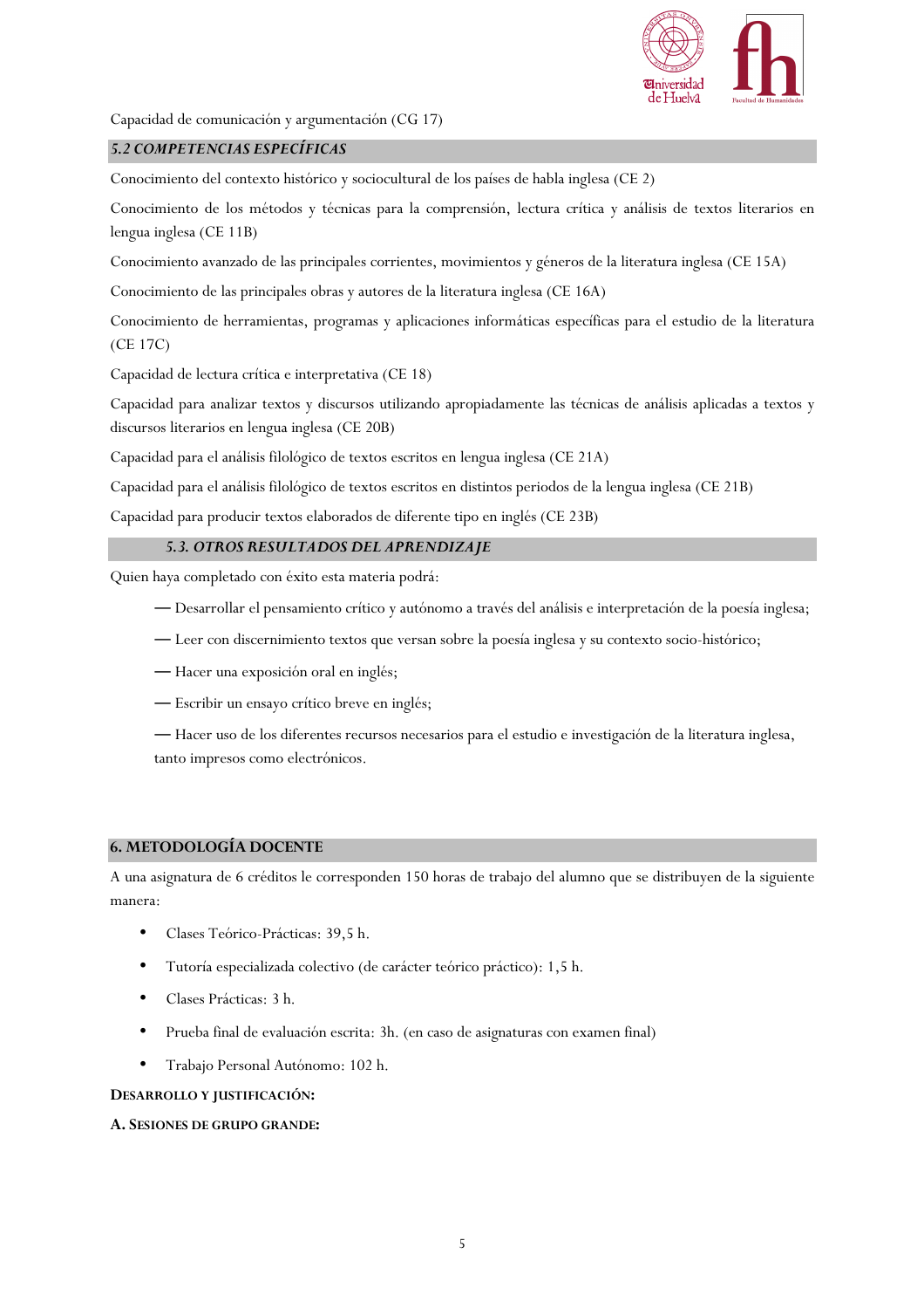Capacidad de comunicación y argumentación (CG 17)

### *5.2 COMPETENCIAS ESPECÍFICAS*

Conocimiento del contexto histórico y sociocultural de los países de habla inglesa (CE 2)

Conocimiento de los métodos y técnicas para la comprensión, lectura crítica y análisis de textos literarios en lengua inglesa (CE 11B)

Conocimiento avanzado de las principales corrientes, movimientos y géneros de la literatura inglesa (CE 15A)

Conocimiento de las principales obras y autores de la literatura inglesa (CE 16A)

Conocimiento de herramientas, programas y aplicaciones informáticas específicas para el estudio de la literatura (CE 17C)

Capacidad de lectura crítica e interpretativa (CE 18)

Capacidad para analizar textos y discursos utilizando apropiadamente las técnicas de análisis aplicadas a textos y discursos literarios en lengua inglesa (CE 20B)

Capacidad para el análisis filológico de textos escritos en lengua inglesa (CE 21A)

Capacidad para el análisis filológico de textos escritos en distintos periodos de la lengua inglesa (CE 21B)

Capacidad para producir textos elaborados de diferente tipo en inglés (CE 23B)

### *5.3. OTROS RESULTADOS DEL APRENDIZAJE*

Quien haya completado con éxito esta materia podrá:

— Desarrollar el pensamiento crítico y autónomo a través del análisis e interpretación de la poesía inglesa;

— Leer con discernimiento textos que versan sobre la poesía inglesa y su contexto socio-histórico;

— Hacer una exposición oral en inglés;

— Escribir un ensayo crítico breve en inglés;

— Hacer uso de los diferentes recursos necesarios para el estudio e investigación de la literatura inglesa, tanto impresos como electrónicos.

## 6. METODOLOGÍA DOCENTE

A una asignatura de 6 créditos le corresponden 150 horas de trabajo del alumno que se distribuyen de la siguiente manera:

- Clases Teórico-Prácticas: 39,5 h.
- Tutoría especializada colectivo (de carácter teórico práctico): 1,5 h.
- Clases Prácticas: 3 h.
- Prueba final de evaluación escrita: 3h. (en caso de asignaturas con examen final)
- Trabajo Personal Autónomo: 102 h.

**DESARROLLO Y JUSTIFICACIÓN:**

**A. SESIONES DE GRUPO GRANDE:**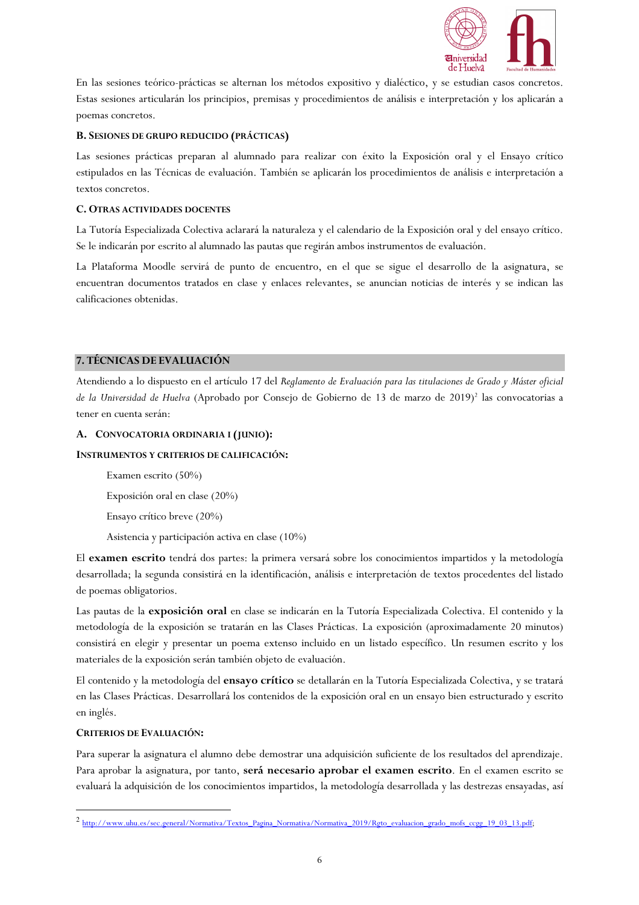En las sesiones teórico-prácticas se alternan los métodos expositivo y dialéctico, y se estudian casos concretos. Estas sesiones articularán los principios, premisas y procedimientos de análisis e interpretación y los aplicarán a poemas concretos.

**B. SESIONES DE GRUPO REDUCIDO (PRÁCTICAS)**

Las sesiones prácticas preparan al alumnado para realizar con éxito la Exposición oral y el Ensayo crítico estipulados en las Técnicas de evaluación. También se aplicarán los procedimientos de análisis e interpretación a textos concretos.

**C. OTRAS ACTIVIDADES DOCENTES**

La Tutoría Especializada Colectiva aclarará la naturaleza y el calendario de la Exposición oral y del ensayo crítico. Se le indicarán por escrito al alumnado las pautas que regirán ambos instrumentos de evaluación.

La Plataforma Moodle servirá de punto de encuentro, en el que se sigue el desarrollo de la asignatura, se encuentran documentos tratados en clase y enlaces relevantes, se anuncian noticias de interés y se indican las calificaciones obtenidas.

## 7. TÉCNICAS DE EVALUACIÓN

Atendiendo a lo dispuesto en el artículo 17 del *Reglamento de Evaluación para las titulaciones de Grado y Máster oficial de la Universidad de Huelva* (Aprobado por Consejo de Gobierno de 13 de marzo de 2019)[2] las convocatorias a tener en cuenta serán:

**A. CONVOCATORIA ORDINARIA I (JUNIO):**

**INSTRUMENTOS Y CRITERIOS DE CALIFICACIÓN:**

Examen escrito (50%)

Exposición oral en clase (20%)

Ensayo crítico breve (20%)

Asistencia y participación activa en clase (10%)

El **examen escrito** tendrá dos partes: la primera versará sobre los conocimientos impartidos y la metodología desarrollada; la segunda consistirá en la identificación, análisis e interpretación de textos procedentes del listado de poemas obligatorios.

Las pautas de la **exposición oral** en clase se indicarán en la Tutoría Especializada Colectiva. El contenido y la metodología de la exposición se tratarán en las Clases Prácticas. La exposición (aproximadamente 20 minutos) consistirá en elegir y presentar un poema extenso incluido en un listado específico. Un resumen escrito y los materiales de la exposición serán también objeto de evaluación.

El contenido y la metodología del **ensayo crítico** se detallarán en la Tutoría Especializada Colectiva, y se tratará en las Clases Prácticas. Desarrollará los contenidos de la exposición oral en un ensayo bien estructurado y escrito en inglés.

**CRITERIOS DE EVALUACIÓN:**

Para superar la asignatura el alumno debe demostrar una adquisición suficiente de los resultados del aprendizaje. Para aprobar la asignatura, por tanto, **será necesario aprobar el examen escrito**. En el examen escrito se evaluará la adquisición de los conocimientos impartidos, la metodología desarrollada y las destrezas ensayadas, así

[2] http://www.uhu.es/sec.general/Normativa/Textos_Pagina_Normativa/Normativa_2019/Rgto_evaluacion_grado_mofs_ccgg_19_03_13.pdf;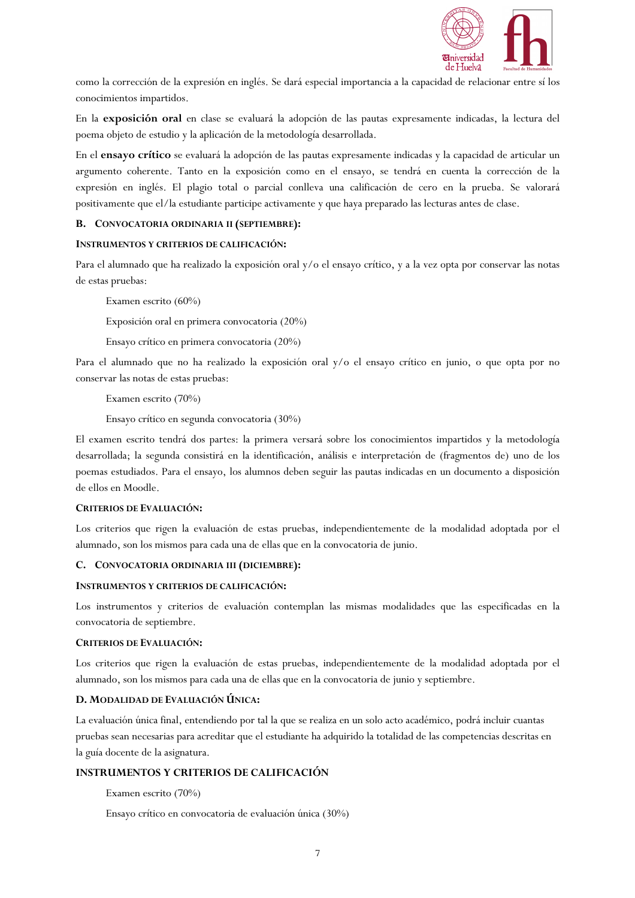como la corrección de la expresión en inglés. Se dará especial importancia a la capacidad de relacionar entre sí los conocimientos impartidos.

En la **exposición oral** en clase se evaluará la adopción de las pautas expresamente indicadas, la lectura del poema objeto de estudio y la aplicación de la metodología desarrollada.

En el **ensayo crítico** se evaluará la adopción de las pautas expresamente indicadas y la capacidad de articular un argumento coherente. Tanto en la exposición como en el ensayo, se tendrá en cuenta la corrección de la expresión en inglés. El plagio total o parcial conlleva una calificación de cero en la prueba. Se valorará positivamente que el/la estudiante participe activamente y que haya preparado las lecturas antes de clase.

### B. CONVOCATORIA ORDINARIA II (SEPTIEMBRE):

#### INSTRUMENTOS Y CRITERIOS DE CALIFICACIÓN:

Para el alumnado que ha realizado la exposición oral y/o el ensayo crítico, y a la vez opta por conservar las notas de estas pruebas:

Examen escrito (60%)

Exposición oral en primera convocatoria (20%)

Ensayo crítico en primera convocatoria (20%)

Para el alumnado que no ha realizado la exposición oral y/o el ensayo crítico en junio, o que opta por no conservar las notas de estas pruebas:

Examen escrito (70%)

Ensayo crítico en segunda convocatoria (30%)

El examen escrito tendrá dos partes: la primera versará sobre los conocimientos impartidos y la metodología desarrollada; la segunda consistirá en la identificación, análisis e interpretación de (fragmentos de) uno de los poemas estudiados. Para el ensayo, los alumnos deben seguir las pautas indicadas en un documento a disposición de ellos en Moodle.

#### CRITERIOS DE EVALUACIÓN:

Los criterios que rigen la evaluación de estas pruebas, independientemente de la modalidad adoptada por el alumnado, son los mismos para cada una de ellas que en la convocatoria de junio.

### C. CONVOCATORIA ORDINARIA III (DICIEMBRE):

#### INSTRUMENTOS Y CRITERIOS DE CALIFICACIÓN:

Los instrumentos y criterios de evaluación contemplan las mismas modalidades que las especificadas en la convocatoria de septiembre.

#### CRITERIOS DE EVALUACIÓN:

Los criterios que rigen la evaluación de estas pruebas, independientemente de la modalidad adoptada por el alumnado, son los mismos para cada una de ellas que en la convocatoria de junio y septiembre.

### D. MODALIDAD DE EVALUACIÓN ÚNICA:

La evaluación única final, entendiendo por tal la que se realiza en un solo acto académico, podrá incluir cuantas pruebas sean necesarias para acreditar que el estudiante ha adquirido la totalidad de las competencias descritas en la guía docente de la asignatura.

#### INSTRUMENTOS Y CRITERIOS DE CALIFICACIÓN

Examen escrito (70%)

Ensayo crítico en convocatoria de evaluación única (30%)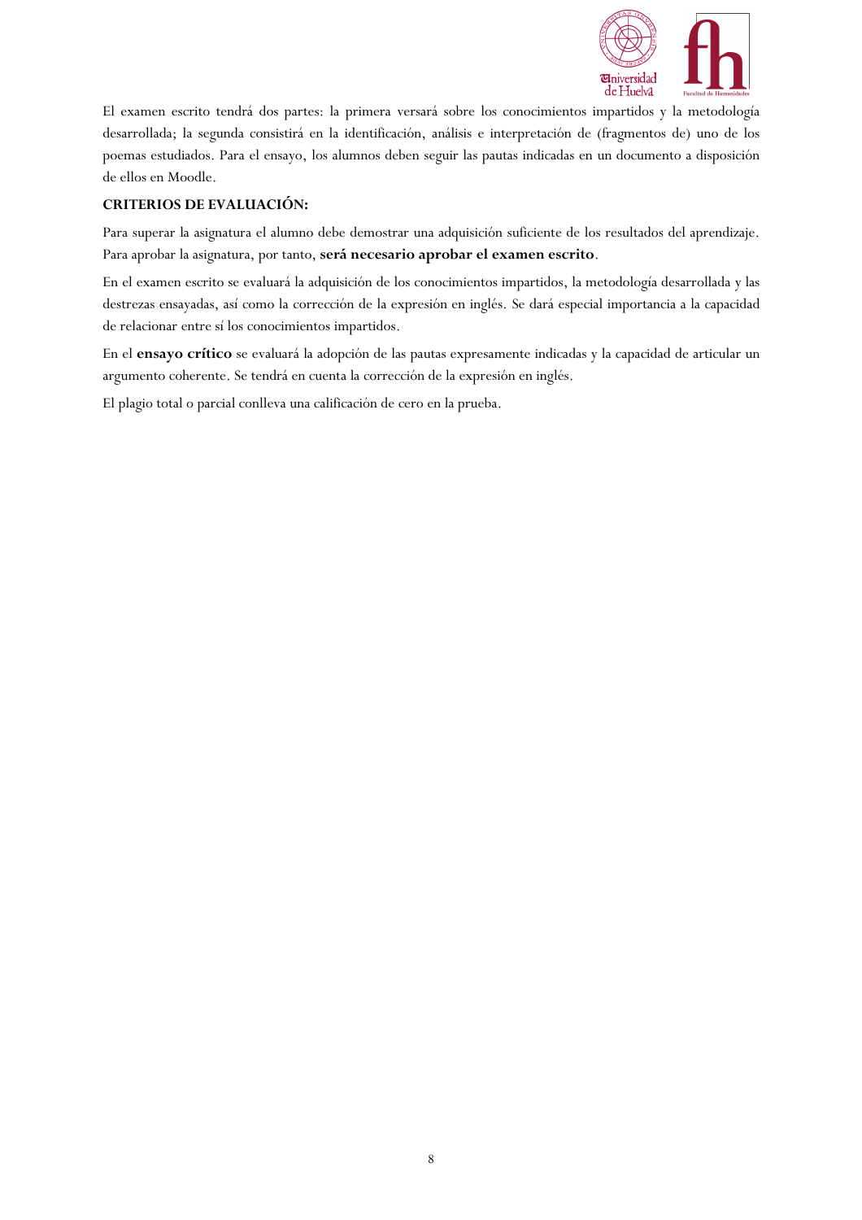El examen escrito tendrá dos partes: la primera versará sobre los conocimientos impartidos y la metodología desarrollada; la segunda consistirá en la identificación, análisis e interpretación de (fragmentos de) uno de los poemas estudiados. Para el ensayo, los alumnos deben seguir las pautas indicadas en un documento a disposición de ellos en Moodle.

**CRITERIOS DE EVALUACIÓN:**

Para superar la asignatura el alumno debe demostrar una adquisición suficiente de los resultados del aprendizaje. Para aprobar la asignatura, por tanto, **será necesario aprobar el examen escrito**.

En el examen escrito se evaluará la adquisición de los conocimientos impartidos, la metodología desarrollada y las destrezas ensayadas, así como la corrección de la expresión en inglés. Se dará especial importancia a la capacidad de relacionar entre sí los conocimientos impartidos.

En el **ensayo crítico** se evaluará la adopción de las pautas expresamente indicadas y la capacidad de articular un argumento coherente. Se tendrá en cuenta la corrección de la expresión en inglés.

El plagio total o parcial conlleva una calificación de cero en la prueba.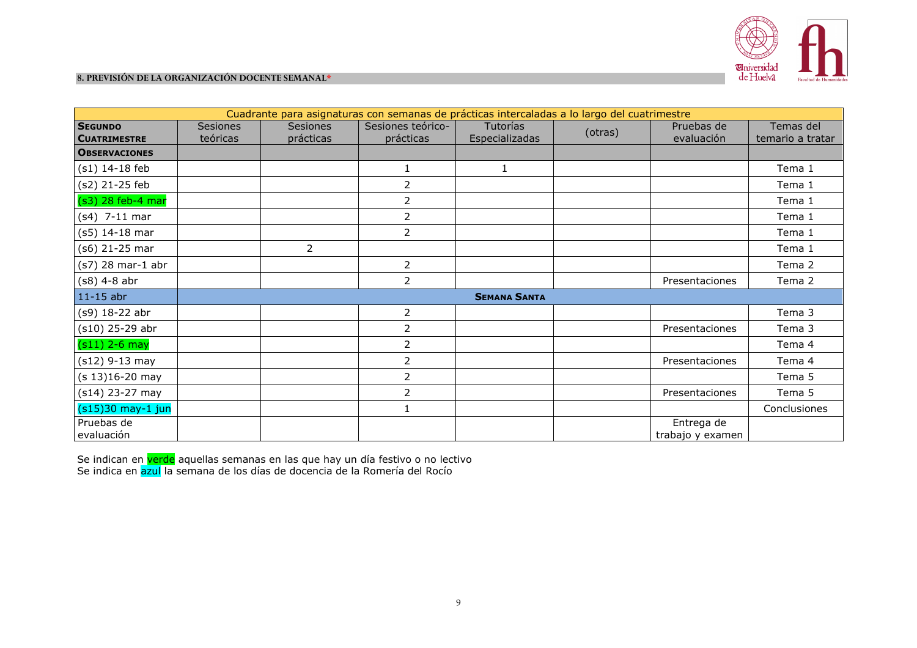**8. PREVISIÓN DE LA ORGANIZACIÓN DOCENTE SEMANAL***

| Cuadrante para asignaturas con semanas de prácticas intercaladas a lo largo del cuatrimestre | | | | | | | |
|---|---|---|---|---|---|---|---|
| **SEGUNDO CUATRIMESTRE** | Sesiones teóricas | Sesiones prácticas | Sesiones teórico-prácticas | Tutorías Especializadas | (otras) | Pruebas de evaluación | Temas del temario a tratar |
| **OBSERVACIONES** | | | | | | | |
| (s1) 14-18 feb | | | 1 | 1 | | | Tema 1 |
| (s2) 21-25 feb | | | 2 | | | | Tema 1 |
| (s3) 28 feb-4 mar | | | 2 | | | | Tema 1 |
| (s4) 7-11 mar | | | 2 | | | | Tema 1 |
| (s5) 14-18 mar | | | 2 | | | | Tema 1 |
| (s6) 21-25 mar | | 2 | | | | | Tema 1 |
| (s7) 28 mar-1 abr | | | 2 | | | | Tema 2 |
| (s8) 4-8 abr | | | 2 | | | Presentaciones | Tema 2 |
| 11-15 abr | **SEMANA SANTA** | | | | | | |
| (s9) 18-22 abr | | | 2 | | | | Tema 3 |
| (s10) 25-29 abr | | | 2 | | | Presentaciones | Tema 3 |
| (s11) 2-6 may | | | 2 | | | | Tema 4 |
| (s12) 9-13 may | | | 2 | | | Presentaciones | Tema 4 |
| (s 13)16-20 may | | | 2 | | | | Tema 5 |
| (s14) 23-27 may | | | 2 | | | Presentaciones | Tema 5 |
| (s15)30 may-1 jun | | | 1 | | | | Conclusiones |
| Pruebas de evaluación | | | | | | Entrega de trabajo y examen | |

Se indican en verde aquellas semanas en las que hay un día festivo o no lectivo
Se indica en azul la semana de los días de docencia de la Romería del Rocío